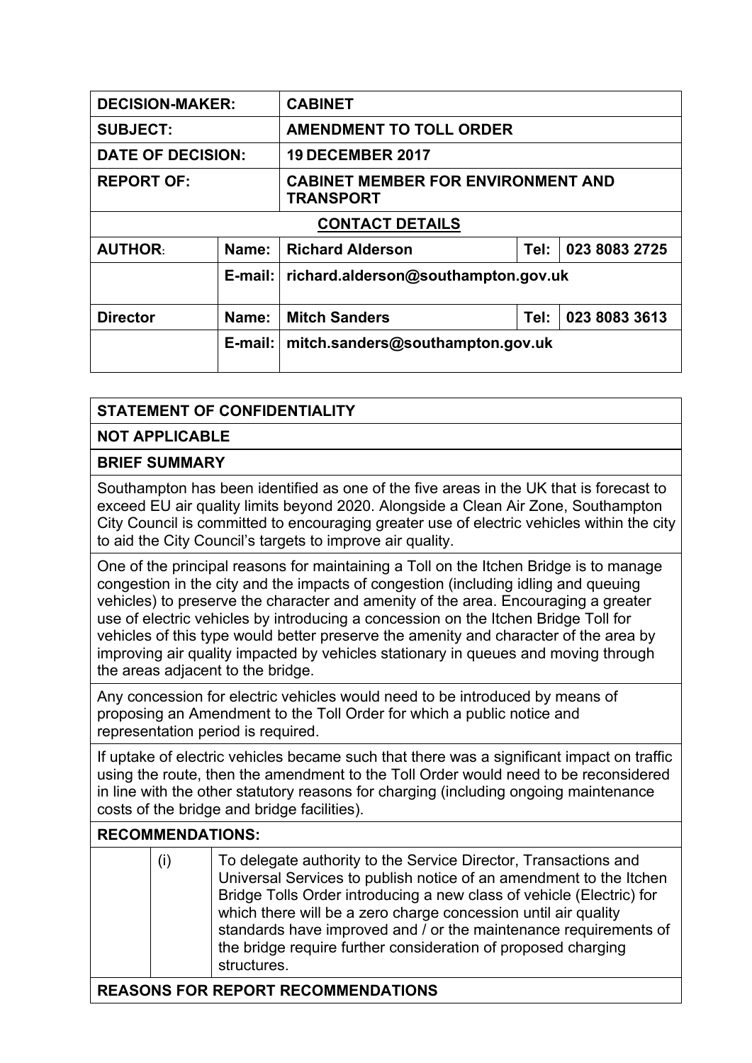| | | | | |
|---|---|---|---|---|
| **DECISION-MAKER:** | | **CABINET** | | |
| **SUBJECT:** | | **AMENDMENT TO TOLL ORDER** | | |
| **DATE OF DECISION:** | | **19 DECEMBER 2017** | | |
| **REPORT OF:** | | **CABINET MEMBER FOR ENVIRONMENT AND TRANSPORT** | | |
| **CONTACT DETAILS** | | | | |
| **AUTHOR:** | **Name:** | **Richard Alderson** | **Tel:** | **023 8083 2725** |
| | **E-mail:** | **richard.alderson@southampton.gov.uk** | | |
| **Director** | **Name:** | **Mitch Sanders** | **Tel:** | **023 8083 3613** |
| | **E-mail:** | **mitch.sanders@southampton.gov.uk** | | |

**STATEMENT OF CONFIDENTIALITY**

**NOT APPLICABLE**

**BRIEF SUMMARY**

Southampton has been identified as one of the five areas in the UK that is forecast to exceed EU air quality limits beyond 2020. Alongside a Clean Air Zone, Southampton City Council is committed to encouraging greater use of electric vehicles within the city to aid the City Council's targets to improve air quality.

One of the principal reasons for maintaining a Toll on the Itchen Bridge is to manage congestion in the city and the impacts of congestion (including idling and queuing vehicles) to preserve the character and amenity of the area. Encouraging a greater use of electric vehicles by introducing a concession on the Itchen Bridge Toll for vehicles of this type would better preserve the amenity and character of the area by improving air quality impacted by vehicles stationary in queues and moving through the areas adjacent to the bridge.

Any concession for electric vehicles would need to be introduced by means of proposing an Amendment to the Toll Order for which a public notice and representation period is required.

If uptake of electric vehicles became such that there was a significant impact on traffic using the route, then the amendment to the Toll Order would need to be reconsidered in line with the other statutory reasons for charging (including ongoing maintenance costs of the bridge and bridge facilities).

**RECOMMENDATIONS:**

| | | |
|---|---|---|
| | (i) | To delegate authority to the Service Director, Transactions and Universal Services to publish notice of an amendment to the Itchen Bridge Tolls Order introducing a new class of vehicle (Electric) for which there will be a zero charge concession until air quality standards have improved and / or the maintenance requirements of the bridge require further consideration of proposed charging structures. |

**REASONS FOR REPORT RECOMMENDATIONS**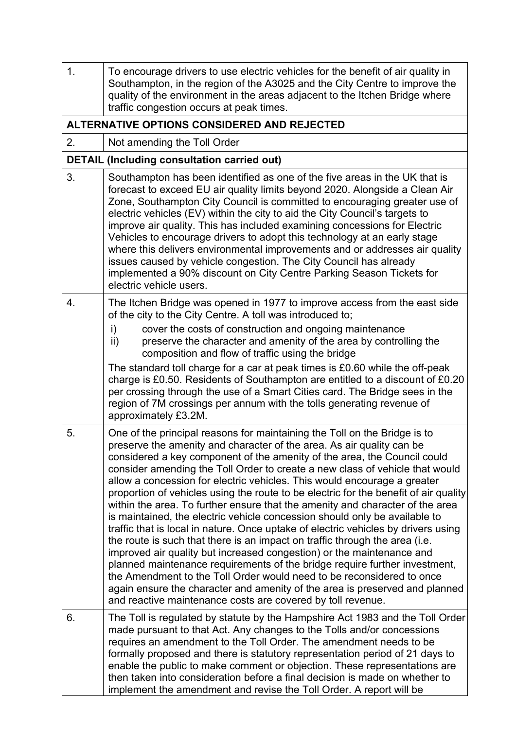| | |
|---|---|
| 1. | To encourage drivers to use electric vehicles for the benefit of air quality in Southampton, in the region of the A3025 and the City Centre to improve the quality of the environment in the areas adjacent to the Itchen Bridge where traffic congestion occurs at peak times. |
| **ALTERNATIVE OPTIONS CONSIDERED AND REJECTED** | |
| 2. | Not amending the Toll Order |
| **DETAIL (Including consultation carried out)** | |
| 3. | Southampton has been identified as one of the five areas in the UK that is forecast to exceed EU air quality limits beyond 2020. Alongside a Clean Air Zone, Southampton City Council is committed to encouraging greater use of electric vehicles (EV) within the city to aid the City Council's targets to improve air quality. This has included examining concessions for Electric Vehicles to encourage drivers to adopt this technology at an early stage where this delivers environmental improvements and or addresses air quality issues caused by vehicle congestion. The City Council has already implemented a 90% discount on City Centre Parking Season Tickets for electric vehicle users. |
| 4. | The Itchen Bridge was opened in 1977 to improve access from the east side of the city to the City Centre. A toll was introduced to;<br>i) cover the costs of construction and ongoing maintenance<br>ii) preserve the character and amenity of the area by controlling the composition and flow of traffic using the bridge<br>The standard toll charge for a car at peak times is £0.60 while the off-peak charge is £0.50. Residents of Southampton are entitled to a discount of £0.20 per crossing through the use of a Smart Cities card. The Bridge sees in the region of 7M crossings per annum with the tolls generating revenue of approximately £3.2M. |
| 5. | One of the principal reasons for maintaining the Toll on the Bridge is to preserve the amenity and character of the area. As air quality can be considered a key component of the amenity of the area, the Council could consider amending the Toll Order to create a new class of vehicle that would allow a concession for electric vehicles. This would encourage a greater proportion of vehicles using the route to be electric for the benefit of air quality within the area. To further ensure that the amenity and character of the area is maintained, the electric vehicle concession should only be available to traffic that is local in nature. Once uptake of electric vehicles by drivers using the route is such that there is an impact on traffic through the area (i.e. improved air quality but increased congestion) or the maintenance and planned maintenance requirements of the bridge require further investment, the Amendment to the Toll Order would need to be reconsidered to once again ensure the character and amenity of the area is preserved and planned and reactive maintenance costs are covered by toll revenue. |
| 6. | The Toll is regulated by statute by the Hampshire Act 1983 and the Toll Order made pursuant to that Act. Any changes to the Tolls and/or concessions requires an amendment to the Toll Order. The amendment needs to be formally proposed and there is statutory representation period of 21 days to enable the public to make comment or objection. These representations are then taken into consideration before a final decision is made on whether to implement the amendment and revise the Toll Order. A report will be |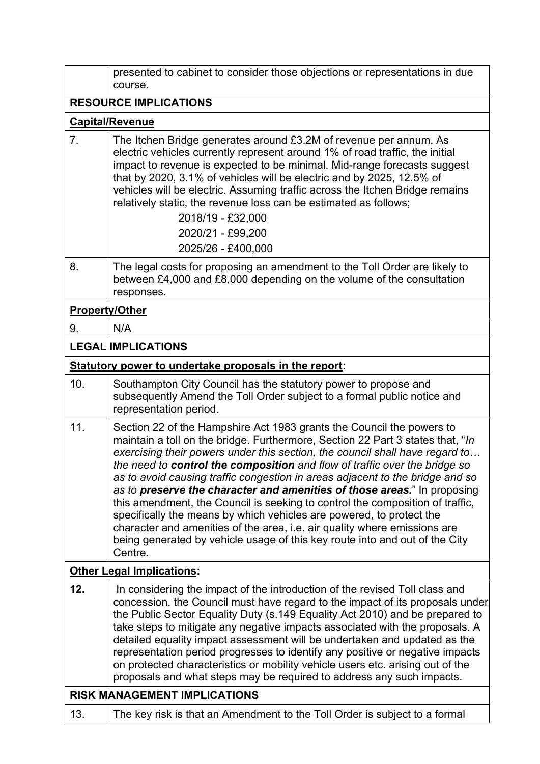| | |
|---|---|
| | presented to cabinet to consider those objections or representations in due course. |
| **RESOURCE IMPLICATIONS** | |
| **Capital/Revenue** | |
| 7. | The Itchen Bridge generates around £3.2M of revenue per annum. As electric vehicles currently represent around 1% of road traffic, the initial impact to revenue is expected to be minimal. Mid-range forecasts suggest that by 2020, 3.1% of vehicles will be electric and by 2025, 12.5% of vehicles will be electric. Assuming traffic across the Itchen Bridge remains relatively static, the revenue loss can be estimated as follows;<br>2018/19 - £32,000<br>2020/21 - £99,200<br>2025/26 - £400,000 |
| 8. | The legal costs for proposing an amendment to the Toll Order are likely to between £4,000 and £8,000 depending on the volume of the consultation responses. |
| **Property/Other** | |
| 9. | N/A |
| **LEGAL IMPLICATIONS** | |
| **Statutory power to undertake proposals in the report:** | |
| 10. | Southampton City Council has the statutory power to propose and subsequently Amend the Toll Order subject to a formal public notice and representation period. |
| 11. | Section 22 of the Hampshire Act 1983 grants the Council the powers to maintain a toll on the bridge. Furthermore, Section 22 Part 3 states that, "*In exercising their powers under this section, the council shall have regard to… the need to **control the composition** and flow of traffic over the bridge so as to avoid causing traffic congestion in areas adjacent to the bridge and so as to **preserve the character and amenities of those areas.***" In proposing this amendment, the Council is seeking to control the composition of traffic, specifically the means by which vehicles are powered, to protect the character and amenities of the area, i.e. air quality where emissions are being generated by vehicle usage of this key route into and out of the City Centre. |
| **Other Legal Implications:** | |
| **12.** | In considering the impact of the introduction of the revised Toll class and concession, the Council must have regard to the impact of its proposals under the Public Sector Equality Duty (s.149 Equality Act 2010) and be prepared to take steps to mitigate any negative impacts associated with the proposals. A detailed equality impact assessment will be undertaken and updated as the representation period progresses to identify any positive or negative impacts on protected characteristics or mobility vehicle users etc. arising out of the proposals and what steps may be required to address any such impacts. |
| **RISK MANAGEMENT IMPLICATIONS** | |
| 13. | The key risk is that an Amendment to the Toll Order is subject to a formal |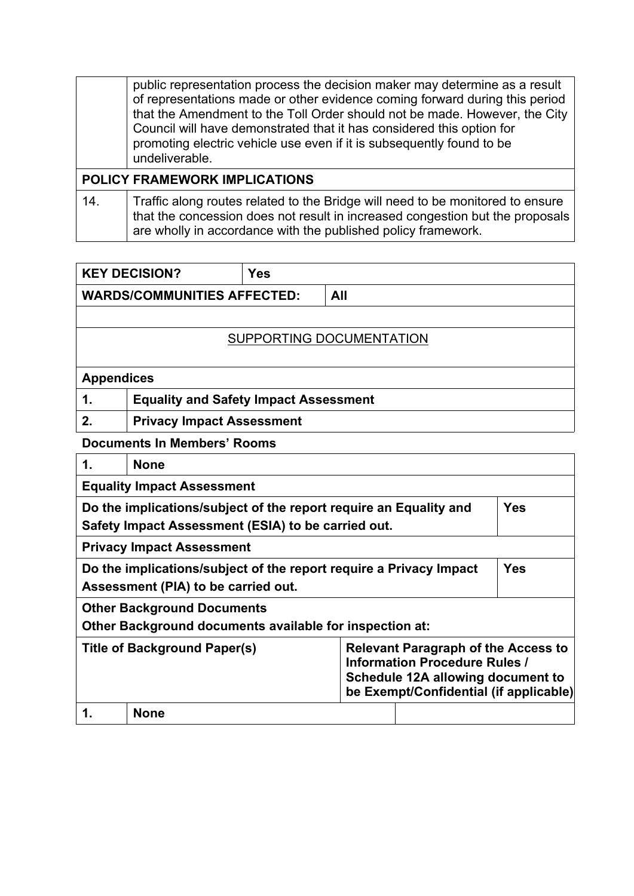| | |
|---|---|
| | public representation process the decision maker may determine as a result of representations made or other evidence coming forward during this period that the Amendment to the Toll Order should not be made. However, the City Council will have demonstrated that it has considered this option for promoting electric vehicle use even if it is subsequently found to be undeliverable. |
| **POLICY FRAMEWORK IMPLICATIONS** | |
| 14. | Traffic along routes related to the Bridge will need to be monitored to ensure that the concession does not result in increased congestion but the proposals are wholly in accordance with the published policy framework. |

| | | |
|---|---|---|
| **KEY DECISION?** | **Yes** | |
| **WARDS/COMMUNITIES AFFECTED:** | | **All** |

SUPPORTING DOCUMENTATION

**Appendices**

| | |
|---|---|
| **1.** | **Equality and Safety Impact Assessment** |
| **2.** | **Privacy Impact Assessment** |

**Documents In Members' Rooms**

| | |
|---|---|
| **1.** | **None** |

**Equality Impact Assessment**

| | |
|---|---|
| **Do the implications/subject of the report require an Equality and Safety Impact Assessment (ESIA) to be carried out.** | **Yes** |

**Privacy Impact Assessment**

| | |
|---|---|
| **Do the implications/subject of the report require a Privacy Impact Assessment (PIA) to be carried out.** | **Yes** |

**Other Background Documents**

**Other Background documents available for inspection at:**

| **Title of Background Paper(s)** | | **Relevant Paragraph of the Access to Information Procedure Rules / Schedule 12A allowing document to be Exempt/Confidential (if applicable)** |
|---|---|---|
| **1.** | **None** | |